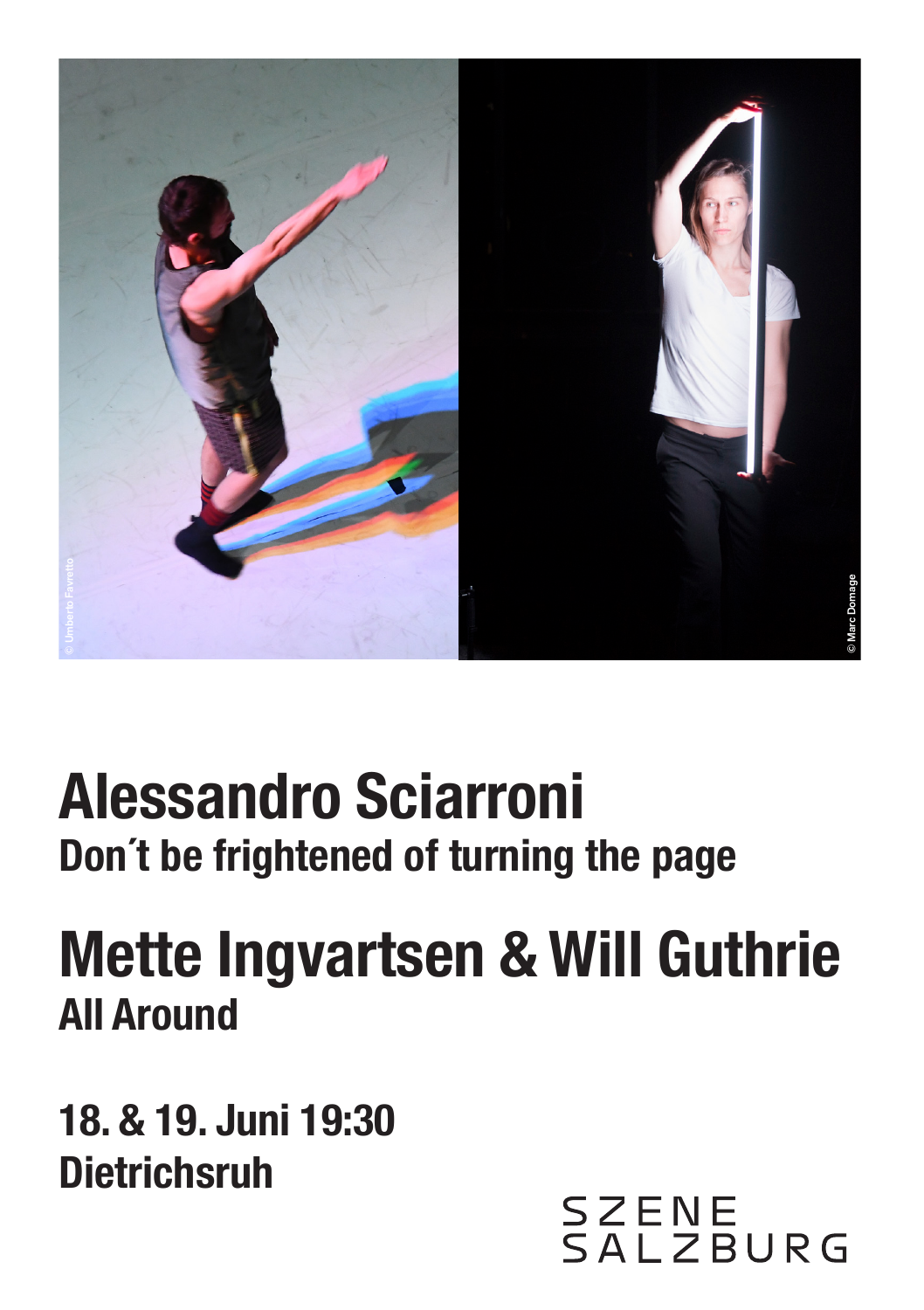© Umberto Favretto

© Marc Domage

# Alessandro Sciarroni

## Don´t be frightened of turning the page

# Mette Ingvartsen & Will Guthrie

## All Around

**18. & 19. Juni 19:30**
**Dietrichsruh**

SZENE
SALZBURG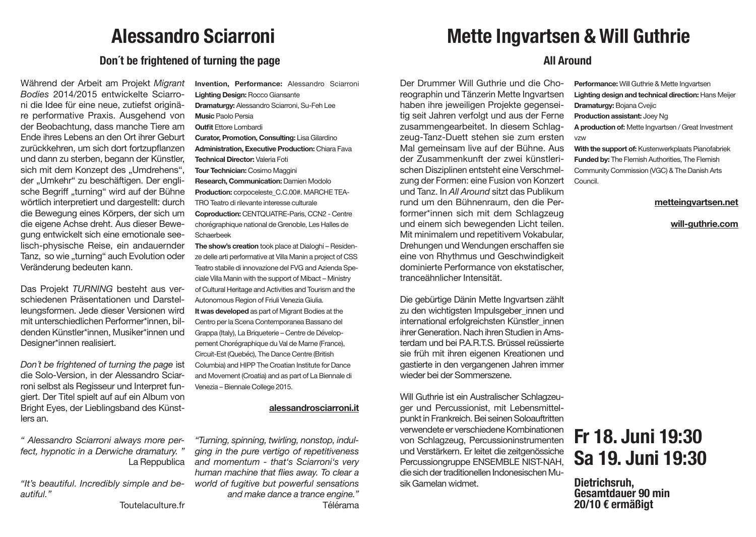# Alessandro Sciarroni

## Don´t be frightened of turning the page

Während der Arbeit am Projekt *Migrant Bodies* 2014/2015 entwickelte Sciarroni die Idee für eine neue, zutiefst originäre performative Praxis. Ausgehend von der Beobachtung, dass manche Tiere am Ende ihres Lebens an den Ort ihrer Geburt zurückkehren, um sich dort fortzupflanzen und dann zu sterben, begann der Künstler, sich mit dem Konzept des „Umdrehens", der „Umkehr" zu beschäftigen. Der englische Begriff „turning" wird auf der Bühne wörtlich interpretiert und dargestellt: durch die Bewegung eines Körpers, der sich um die eigene Achse dreht. Aus dieser Bewegung entwickelt sich eine emotionale seelisch-physische Reise, ein andauernder Tanz, so wie „turning" auch Evolution oder Veränderung bedeuten kann.

Das Projekt *TURNING* besteht aus verschiedenen Präsentationen und Darstelleungsformen. Jede dieser Versionen wird mit unterschiedlichen Performer*innen, bildenden Künstler*innen, Musiker*innen und Designer*innen realisiert.

*Don't be frightened of turning the page* ist die Solo-Version, in der Alessandro Sciarroni selbst als Regisseur und Interpret fungiert. Der Titel spielt auf auf ein Album von Bright Eyes, der Lieblingsband des Künstlers an.

*" Alessandro Sciarroni always more perfect, hypnotic in a Derwiche dramatury. "*
La Reppublica

*"It's beautiful. Incredibly simple and beautiful."*
Toutelaculture.fr

**Invention, Performance:** Alessandro Sciarroni
**Lighting Design:** Rocco Giansante
**Dramaturgy:** Alessandro Sciarroni, Su-Feh Lee
**Music** Paolo Persia
**Outfit** Ettore Lombardi
**Curator, Promotion, Consulting:** Lisa Gilardino
**Administration, Executive Production:** Chiara Fava
**Technical Director:** Valeria Foti
**Tour Technician:** Cosimo Maggini
**Research, Communication:** Damien Modolo
**Production:** corpoceleste_C.C.00#. MARCHE TEATRO Teatro di rilevante interesse culturale
**Coproduction:** CENTQUATRE-Paris, CCN2 - Centre chorégraphique national de Grenoble, Les Halles de Schaerbeek
**The show's creation** took place at Dialoghi – Residenze delle arti performative at Villa Manin a project of CSS Teatro stabile di innovazione del FVG and Azienda Speciale Villa Manin with the support of Mibact – Ministry of Cultural Heritage and Activities and Tourism and the Autonomous Region of Friuli Venezia Giulia.
**It was developed** as part of Migrant Bodies at the Centro per la Scena Contemporanea Bassano del Grappa (Italy), La Briqueterie – Centre de Développement Chorégraphique du Val de Marne (France), Circuit-Est (Quebéc), The Dance Centre (British Columbia) and HIPP The Croatian Institute for Dance and Movement (Croatia) and as part of La Biennale di Venezia – Biennale College 2015.

**alessandrosciarroni.it**

*"Turning, spinning, twirling, nonstop, indulging in the pure vertigo of repetitiveness and momentum - that's Sciarroni's very human machine that flies away. To clear a world of fugitive but powerful sensations and make dance a trance engine."*
Télérama

# Mette Ingvartsen & Will Guthrie

## All Around

Der Drummer Will Guthrie und die Choreographin und Tänzerin Mette Ingvartsen haben ihre jeweiligen Projekte gegenseitig seit Jahren verfolgt und aus der Ferne zusammengearbeitet. In diesem Schlagzeug-Tanz-Duett stehen sie zum ersten Mal gemeinsam live auf der Bühne. Aus der Zusammenkunft der zwei künstlerischen Disziplinen entsteht eine Verschmelzung der Formen: eine Fusion von Konzert und Tanz. In *All Around* sitzt das Publikum rund um den Bühnenraum, den die Performer*innen sich mit dem Schlagzeug und einem sich bewegenden Licht teilen. Mit minimalem und repetitivem Vokabular, Drehungen und Wendungen erschaffen sie eine von Rhythmus und Geschwindigkeit dominierte Performance von ekstatischer, tranceähnlicher Intensität.

Die gebürtige Dänin Mette Ingvartsen zählt zu den wichtigsten Impulsgeber_innen und international erfolgreichsten Künstler_innen ihrer Generation. Nach ihren Studien in Amsterdam und bei P.A.R.T.S. Brüssel reüssierte sie früh mit ihren eigenen Kreationen und gastierte in den vergangenen Jahren immer wieder bei der Sommerszene.

Will Guthrie ist ein Australischer Schlagzeuger und Percussionist, mit Lebensmittelpunkt in Frankreich. Bei seinen Soloauftritten verwendete er verschiedene Kombinationen von Schlagzeug, Percussioninstrumenten und Verstärkern. Er leitet die zeitgenössische Percussiongruppe ENSEMBLE NIST-NAH, die sich der traditionellen Indonesischen Musik Gamelan widmet.

**Performance:** Will Guthrie & Mette Ingvartsen
**Lighting design and technical direction:** Hans Meijer
**Dramaturgy:** Bojana Cvejic
**Production assistant:** Joey Ng
**A production of:** Mette Ingvartsen / Great Investment vzw
**With the support of:** Kustenwerkplaats Pianofabriek
**Funded by:** The Flemish Authorities, The Flemish Community Commission (VGC) & The Danish Arts Council.

**metteingvartsen.net**

**will-guthrie.com**

## Fr 18. Juni 19:30
## Sa 19. Juni 19:30

**Dietrichsruh,**
**Gesamtdauer 90 min**
**20/10 € ermäßigt**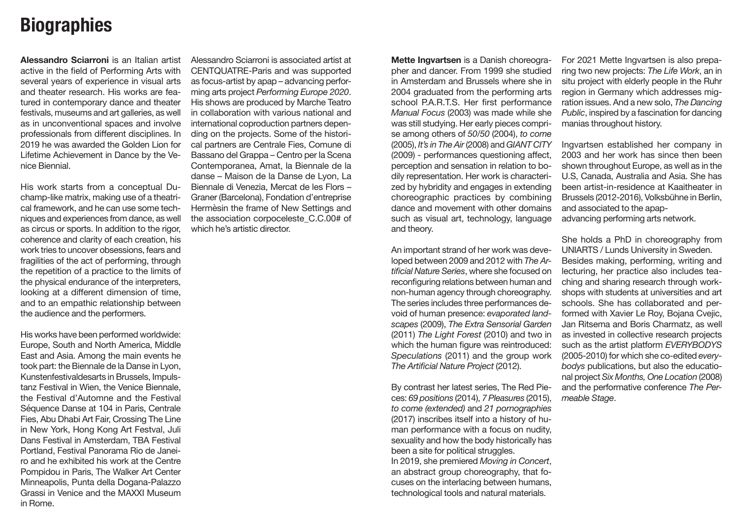# Biographies

**Alessandro Sciarroni** is an Italian artist active in the field of Performing Arts with several years of experience in visual arts and theater research. His works are featured in contemporary dance and theater festivals, museums and art galleries, as well as in unconventional spaces and involve professionals from different disciplines. In 2019 he was awarded the Golden Lion for Lifetime Achievement in Dance by the Venice Biennial.

His work starts from a conceptual Duchamp-like matrix, making use of a theatrical framework, and he can use some techniques and experiences from dance, as well as circus or sports. In addition to the rigor, coherence and clarity of each creation, his work tries to uncover obsessions, fears and fragilities of the act of performing, through the repetition of a practice to the limits of the physical endurance of the interpreters, looking at a different dimension of time, and to an empathic relationship between the audience and the performers.

His works have been performed worldwide: Europe, South and North America, Middle East and Asia. Among the main events he took part: the Biennale de la Danse in Lyon, Kunstenfestivaldesarts in Brussels, Impulstanz Festival in Wien, the Venice Biennale, the Festival d'Automne and the Festival Séquence Danse at 104 in Paris, Centrale Fies, Abu Dhabi Art Fair, Crossing The Line in New York, Hong Kong Art Festval, Juli Dans Festival in Amsterdam, TBA Festival Portland, Festival Panorama Rio de Janeiro and he exhibited his work at the Centre Pompidou in Paris, The Walker Art Center Minneapolis, Punta della Dogana-Palazzo Grassi in Venice and the MAXXI Museum in Rome.

Alessandro Sciarroni is associated artist at CENTQUATRE-Paris and was supported as focus-artist by apap – advancing performing arts project *Performing Europe 2020*. His shows are produced by Marche Teatro in collaboration with various national and international coproduction partners depending on the projects. Some of the historical partners are Centrale Fies, Comune di Bassano del Grappa – Centro per la Scena Contemporanea, Amat, la Biennale de la danse – Maison de la Danse de Lyon, La Biennale di Venezia, Mercat de les Flors – Graner (Barcelona), Fondation d'entreprise Hermèsin the frame of New Settings and the association corpoceleste_C.C.00# of which he's artistic director.

**Mette Ingvartsen** is a Danish choreographer and dancer. From 1999 she studied in Amsterdam and Brussels where she in 2004 graduated from the performing arts school P.A.R.T.S. Her first performance *Manual Focus* (2003) was made while she was still studying. Her early pieces comprise among others of *50/50* (2004), *to come* (2005), *It's in The Air* (2008) and *GIANT CITY* (2009) - performances questioning affect, perception and sensation in relation to bodily representation. Her work is characterized by hybridity and engages in extending choreographic practices by combining dance and movement with other domains such as visual art, technology, language and theory.

An important strand of her work was developed between 2009 and 2012 with *The Artificial Nature Series*, where she focused on reconfiguring relations between human and non-human agency through choreography. The series includes three performances devoid of human presence: *evaporated landscapes* (2009), *The Extra Sensorial Garden* (2011) *The Light Forest* (2010) and two in which the human figure was reintroduced: *Speculations* (2011) and the group work *The Artificial Nature Project* (2012).

By contrast her latest series, The Red Pieces: *69 positions* (2014), *7 Pleasures* (2015), *to come (extended)* and *21 pornographies* (2017) inscribes itself into a history of human performance with a focus on nudity, sexuality and how the body historically has been a site for political struggles.
In 2019, she premiered *Moving in Concert*, an abstract group choreography, that focuses on the interlacing between humans, technological tools and natural materials.

For 2021 Mette Ingvartsen is also preparing two new projects: *The Life Work*, an in situ project with elderly people in the Ruhr region in Germany which addresses migration issues. And a new solo, *The Dancing Public*, inspired by a fascination for dancing manias throughout history.

Ingvartsen established her company in 2003 and her work has since then been shown throughout Europe, as well as in the U.S, Canada, Australia and Asia. She has been artist-in-residence at Kaaitheater in Brussels (2012-2016), Volksbühne in Berlin, and associated to the apap-advancing performing arts network.

She holds a PhD in choreography from UNIARTS / Lunds University in Sweden. Besides making, performing, writing and lecturing, her practice also includes teaching and sharing research through workshops with students at universities and art schools. She has collaborated and performed with Xavier Le Roy, Bojana Cvejic, Jan Ritsema and Boris Charmatz, as well as invested in collective research projects such as the artist platform *EVERYBODYS* (2005-2010) for which she co-edited *everybodys* publications, but also the educational project *Six Months, One Location* (2008) and the performative conference *The Permeable Stage*.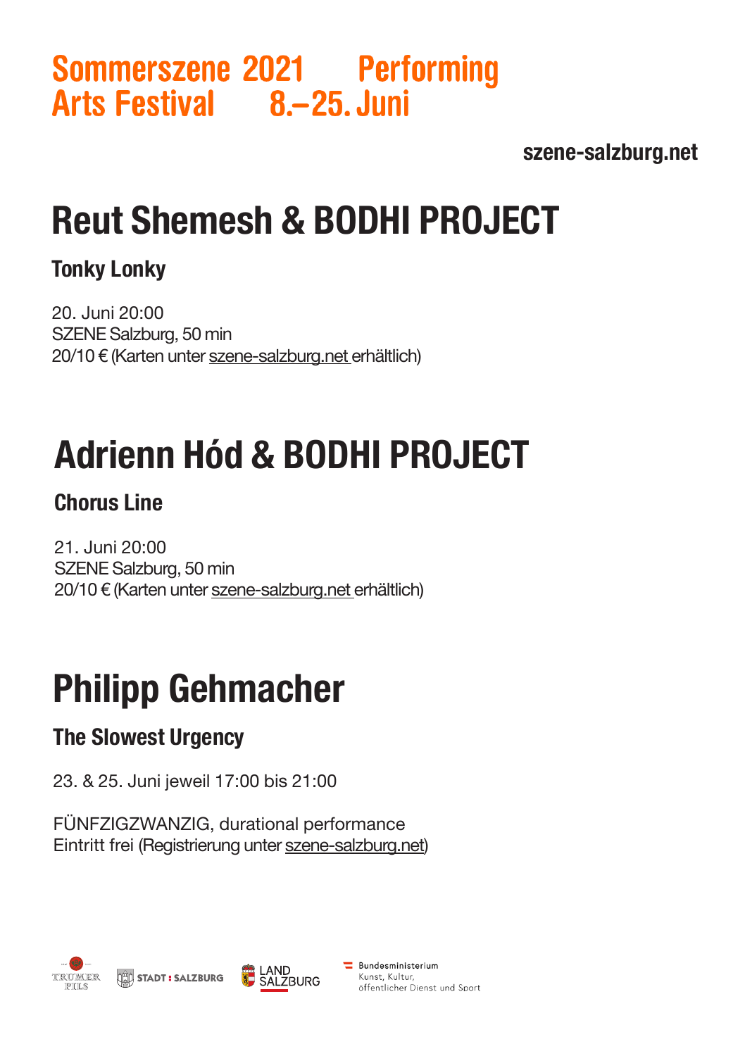Sommerszene 2021 Performing Arts Festival 8.–25. Juni

**szene-salzburg.net**

# Reut Shemesh & BODHI PROJECT

## Tonky Lonky

20. Juni 20:00
SZENE Salzburg, 50 min
20/10 € (Karten unter szene-salzburg.net erhältlich)

# Adrienn Hód & BODHI PROJECT

## Chorus Line

21. Juni 20:00
SZENE Salzburg, 50 min
20/10 € (Karten unter szene-salzburg.net erhältlich)

# Philipp Gehmacher

## The Slowest Urgency

23. & 25. Juni jeweil 17:00 bis 21:00

FÜNFZIGZWANZIG, durational performance
Eintritt frei (Registrierung unter szene-salzburg.net)

TRUMER PILS · STADT : SALZBURG · LAND SALZBURG · Bundesministerium Kunst, Kultur, öffentlicher Dienst und Sport